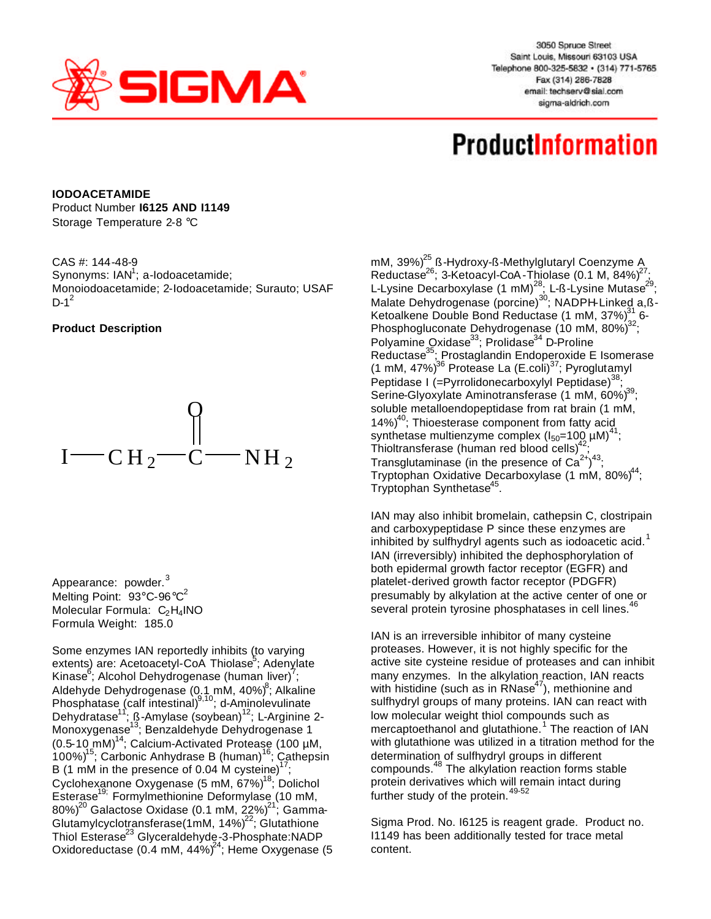3050 Spruce Street
Saint Louis, Missouri 63103 USA
Telephone 800-325-5832 • (314) 771-5765
Fax (314) 286-7828
email: techserv@sial.com
sigma-aldrich.com

# ProductInformation

**IODOACETAMIDE**
Product Number **I6125 AND I1149**
Storage Temperature 2-8 °C

CAS #: 144-48-9
Synonyms: IAN[1]; a-Iodoacetamide; Monoiodoacetamide; 2-Iodoacetamide; Surauto; USAF D-1[2]

**Product Description**

$$I—CH_2—\overset{\displaystyle O}{\overset{\|}{C}}—NH_2$$

Appearance: powder.[3]
Melting Point: 93°C-96°C[2]
Molecular Formula: $C_2H_4INO$
Formula Weight: 185.0

Some enzymes IAN reportedly inhibits (to varying extents) are: Acetoacetyl-CoA Thiolase[5]; Adenylate Kinase[6]; Alcohol Dehydrogenase (human liver)[7]; Aldehyde Dehydrogenase (0.1 mM, 40%)[8]; Alkaline Phosphatase (calf intestinal)[9,10]; d-Aminolevulinate Dehydratase[11]; ß-Amylase (soybean)[12]; L-Arginine 2-Monoxygenase[13]; Benzaldehyde Dehydrogenase 1 (0.5-10 mM)[14]; Calcium-Activated Protease (100 µM, 100%)[15]; Carbonic Anhydrase B (human)[16]; Cathepsin B (1 mM in the presence of 0.04 M cysteine)[17]; Cyclohexanone Oxygenase (5 mM, 67%)[18]; Dolichol Esterase[19]; Formylmethionine Deformylase (10 mM, 80%)[20] Galactose Oxidase (0.1 mM, 22%)[21]; Gamma-Glutamylcyclotransferase(1mM, 14%)[22]; Glutathione Thiol Esterase[23] Glyceraldehyde-3-Phosphate:NADP Oxidoreductase (0.4 mM, 44%)[24]; Heme Oxygenase (5 mM, 39%)[25] ß-Hydroxy-ß-Methylglutaryl Coenzyme A Reductase[26]; 3-Ketoacyl-CoA-Thiolase (0.1 M, 84%)[27]; L-Lysine Decarboxylase (1 mM)[28]; L-ß-Lysine Mutase[29]; Malate Dehydrogenase (porcine)[30]; NADPH-Linked a,ß-Ketoalkene Double Bond Reductase (1 mM, 37%)[31] 6-Phosphogluconate Dehydrogenase (10 mM, 80%)[32]; Polyamine Oxidase[33]; Prolidase[34] D-Proline Reductase[35]; Prostaglandin Endoperoxide E Isomerase (1 mM, 47%)[36] Protease La (E.coli)[37]; Pyroglutamyl Peptidase I (=Pyrrolidonecarboxylyl Peptidase)[38]; Serine-Glyoxylate Aminotransferase (1 mM, 60%)[39]; soluble metalloendopeptidase from rat brain (1 mM, 14%)[40]; Thioesterase component from fatty acid synthetase multienzyme complex ($I_{50}$=100 µM)[41]; Thioltransferase (human red blood cells)[42]; Transglutaminase (in the presence of $Ca^{2+}$)[43]; Tryptophan Oxidative Decarboxylase (1 mM, 80%)[44]; Tryptophan Synthetase[45].

IAN may also inhibit bromelain, cathepsin C, clostripain and carboxypeptidase P since these enzymes are inhibited by sulfhydryl agents such as iodoacetic acid.[1] IAN (irreversibly) inhibited the dephosphorylation of both epidermal growth factor receptor (EGFR) and platelet-derived growth factor receptor (PDGFR) presumably by alkylation at the active center of one or several protein tyrosine phosphatases in cell lines.[46]

IAN is an irreversible inhibitor of many cysteine proteases. However, it is not highly specific for the active site cysteine residue of proteases and can inhibit many enzymes. In the alkylation reaction, IAN reacts with histidine (such as in RNase[47]), methionine and sulfhydryl groups of many proteins. IAN can react with low molecular weight thiol compounds such as mercaptoethanol and glutathione.[1] The reaction of IAN with glutathione was utilized in a titration method for the determination of sulfhydryl groups in different compounds.[48] The alkylation reaction forms stable protein derivatives which will remain intact during further study of the protein.[49-52]

Sigma Prod. No. I6125 is reagent grade. Product no. I1149 has been additionally tested for trace metal content.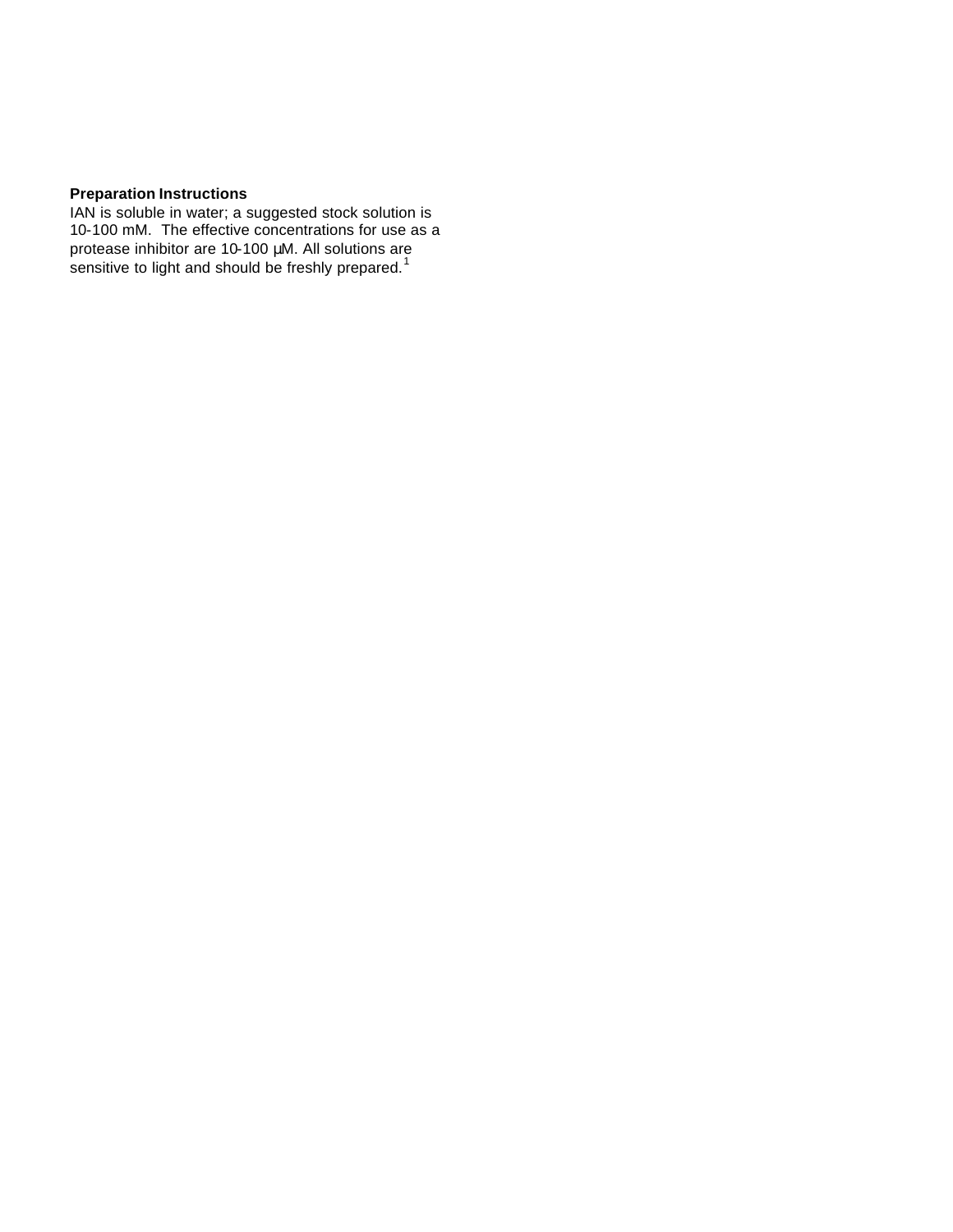**Preparation Instructions**

IAN is soluble in water; a suggested stock solution is 10-100 mM. The effective concentrations for use as a protease inhibitor are 10-100 μM. All solutions are sensitive to light and should be freshly prepared.[1]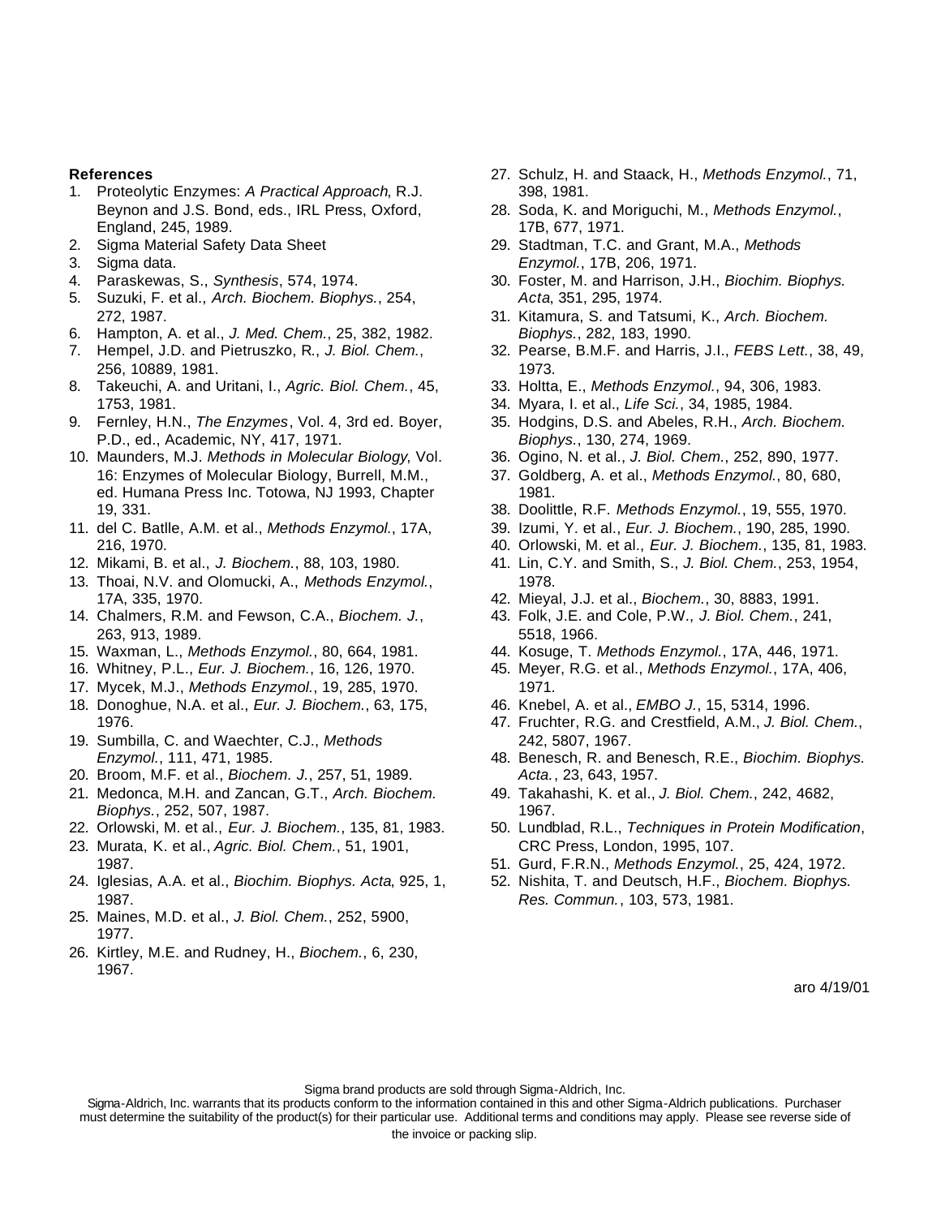**References**

1. Proteolytic Enzymes: *A Practical Approach*, R.J. Beynon and J.S. Bond, eds., IRL Press, Oxford, England, 245, 1989.
2. Sigma Material Safety Data Sheet
3. Sigma data.
4. Paraskewas, S., *Synthesis*, 574, 1974.
5. Suzuki, F. et al., *Arch. Biochem. Biophys.*, 254, 272, 1987.
6. Hampton, A. et al., *J. Med. Chem.*, 25, 382, 1982.
7. Hempel, J.D. and Pietruszko, R., *J. Biol. Chem.*, 256, 10889, 1981.
8. Takeuchi, A. and Uritani, I., *Agric. Biol. Chem.*, 45, 1753, 1981.
9. Fernley, H.N., *The Enzymes*, Vol. 4, 3rd ed. Boyer, P.D., ed., Academic, NY, 417, 1971.
10. Maunders, M.J. *Methods in Molecular Biology*, Vol. 16: Enzymes of Molecular Biology, Burrell, M.M., ed. Humana Press Inc. Totowa, NJ 1993, Chapter 19, 331.
11. del C. Batlle, A.M. et al., *Methods Enzymol.*, 17A, 216, 1970.
12. Mikami, B. et al., *J. Biochem.*, 88, 103, 1980.
13. Thoai, N.V. and Olomucki, A., *Methods Enzymol.*, 17A, 335, 1970.
14. Chalmers, R.M. and Fewson, C.A., *Biochem. J.*, 263, 913, 1989.
15. Waxman, L., *Methods Enzymol.*, 80, 664, 1981.
16. Whitney, P.L., *Eur. J. Biochem.*, 16, 126, 1970.
17. Mycek, M.J., *Methods Enzymol.*, 19, 285, 1970.
18. Donoghue, N.A. et al., *Eur. J. Biochem.*, 63, 175, 1976.
19. Sumbilla, C. and Waechter, C.J., *Methods Enzymol.*, 111, 471, 1985.
20. Broom, M.F. et al., *Biochem. J.*, 257, 51, 1989.
21. Medonca, M.H. and Zancan, G.T., *Arch. Biochem. Biophys.*, 252, 507, 1987.
22. Orlowski, M. et al., *Eur. J. Biochem.*, 135, 81, 1983.
23. Murata, K. et al., *Agric. Biol. Chem.*, 51, 1901, 1987.
24. Iglesias, A.A. et al., *Biochim. Biophys. Acta*, 925, 1, 1987.
25. Maines, M.D. et al., *J. Biol. Chem.*, 252, 5900, 1977.
26. Kirtley, M.E. and Rudney, H., *Biochem.*, 6, 230, 1967.
27. Schulz, H. and Staack, H., *Methods Enzymol.*, 71, 398, 1981.
28. Soda, K. and Moriguchi, M., *Methods Enzymol.*, 17B, 677, 1971.
29. Stadtman, T.C. and Grant, M.A., *Methods Enzymol.*, 17B, 206, 1971.
30. Foster, M. and Harrison, J.H., *Biochim. Biophys. Acta*, 351, 295, 1974.
31. Kitamura, S. and Tatsumi, K., *Arch. Biochem. Biophys.*, 282, 183, 1990.
32. Pearse, B.M.F. and Harris, J.I., *FEBS Lett.*, 38, 49, 1973.
33. Holtta, E., *Methods Enzymol.*, 94, 306, 1983.
34. Myara, I. et al., *Life Sci.*, 34, 1985, 1984.
35. Hodgins, D.S. and Abeles, R.H., *Arch. Biochem. Biophys.*, 130, 274, 1969.
36. Ogino, N. et al., *J. Biol. Chem.*, 252, 890, 1977.
37. Goldberg, A. et al., *Methods Enzymol.*, 80, 680, 1981.
38. Doolittle, R.F. *Methods Enzymol.*, 19, 555, 1970.
39. Izumi, Y. et al., *Eur. J. Biochem.*, 190, 285, 1990.
40. Orlowski, M. et al., *Eur. J. Biochem.*, 135, 81, 1983.
41. Lin, C.Y. and Smith, S., *J. Biol. Chem.*, 253, 1954, 1978.
42. Mieyal, J.J. et al., *Biochem.*, 30, 8883, 1991.
43. Folk, J.E. and Cole, P.W., *J. Biol. Chem.*, 241, 5518, 1966.
44. Kosuge, T. *Methods Enzymol.*, 17A, 446, 1971.
45. Meyer, R.G. et al., *Methods Enzymol.*, 17A, 406, 1971.
46. Knebel, A. et al., *EMBO J.*, 15, 5314, 1996.
47. Fruchter, R.G. and Crestfield, A.M., *J. Biol. Chem.*, 242, 5807, 1967.
48. Benesch, R. and Benesch, R.E., *Biochim. Biophys. Acta.*, 23, 643, 1957.
49. Takahashi, K. et al., *J. Biol. Chem.*, 242, 4682, 1967.
50. Lundblad, R.L., *Techniques in Protein Modification*, CRC Press, London, 1995, 107.
51. Gurd, F.R.N., *Methods Enzymol.*, 25, 424, 1972.
52. Nishita, T. and Deutsch, H.F., *Biochem. Biophys. Res. Commun.*, 103, 573, 1981.

aro 4/19/01

Sigma brand products are sold through Sigma-Aldrich, Inc.

Sigma-Aldrich, Inc. warrants that its products conform to the information contained in this and other Sigma-Aldrich publications. Purchaser must determine the suitability of the product(s) for their particular use. Additional terms and conditions may apply. Please see reverse side of the invoice or packing slip.